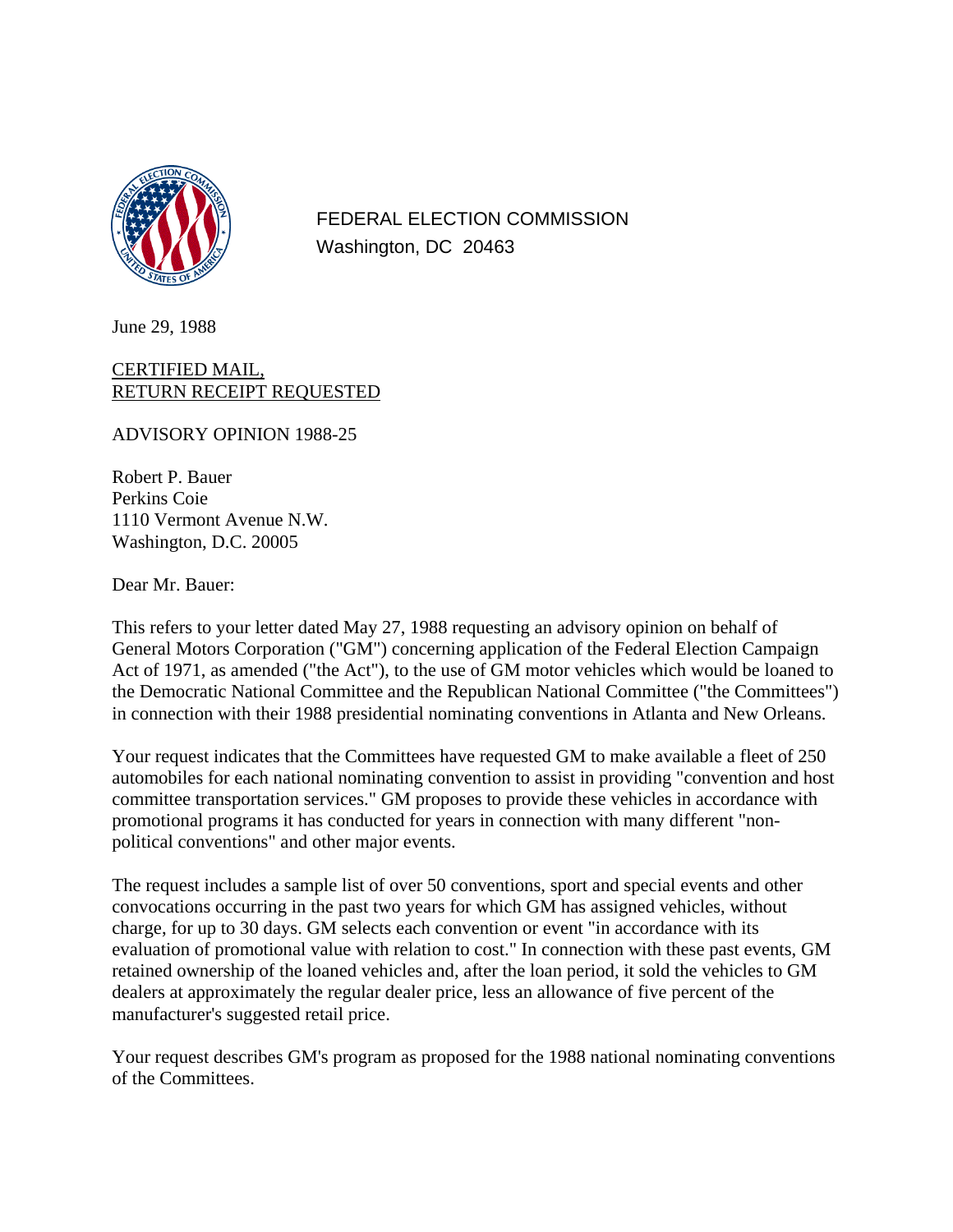FEDERAL ELECTION COMMISSION
Washington, DC 20463

June 29, 1988

CERTIFIED MAIL,
RETURN RECEIPT REQUESTED

ADVISORY OPINION 1988-25

Robert P. Bauer
Perkins Coie
1110 Vermont Avenue N.W.
Washington, D.C. 20005

Dear Mr. Bauer:

This refers to your letter dated May 27, 1988 requesting an advisory opinion on behalf of General Motors Corporation ("GM") concerning application of the Federal Election Campaign Act of 1971, as amended ("the Act"), to the use of GM motor vehicles which would be loaned to the Democratic National Committee and the Republican National Committee ("the Committees") in connection with their 1988 presidential nominating conventions in Atlanta and New Orleans.

Your request indicates that the Committees have requested GM to make available a fleet of 250 automobiles for each national nominating convention to assist in providing "convention and host committee transportation services." GM proposes to provide these vehicles in accordance with promotional programs it has conducted for years in connection with many different "non-political conventions" and other major events.

The request includes a sample list of over 50 conventions, sport and special events and other convocations occurring in the past two years for which GM has assigned vehicles, without charge, for up to 30 days. GM selects each convention or event "in accordance with its evaluation of promotional value with relation to cost." In connection with these past events, GM retained ownership of the loaned vehicles and, after the loan period, it sold the vehicles to GM dealers at approximately the regular dealer price, less an allowance of five percent of the manufacturer's suggested retail price.

Your request describes GM's program as proposed for the 1988 national nominating conventions of the Committees.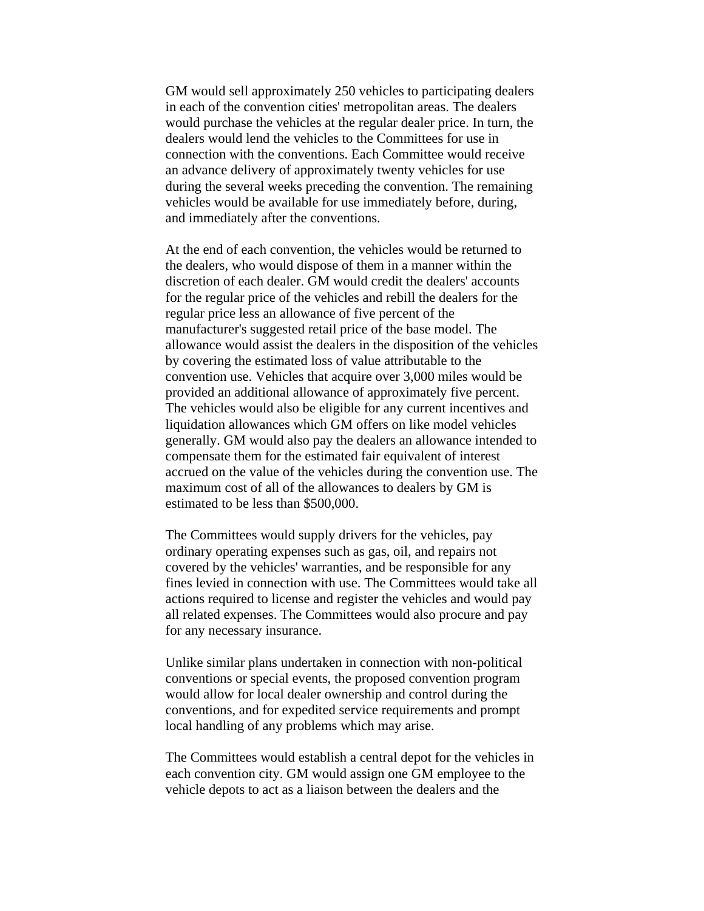GM would sell approximately 250 vehicles to participating dealers in each of the convention cities' metropolitan areas. The dealers would purchase the vehicles at the regular dealer price. In turn, the dealers would lend the vehicles to the Committees for use in connection with the conventions. Each Committee would receive an advance delivery of approximately twenty vehicles for use during the several weeks preceding the convention. The remaining vehicles would be available for use immediately before, during, and immediately after the conventions.

At the end of each convention, the vehicles would be returned to the dealers, who would dispose of them in a manner within the discretion of each dealer. GM would credit the dealers' accounts for the regular price of the vehicles and rebill the dealers for the regular price less an allowance of five percent of the manufacturer's suggested retail price of the base model. The allowance would assist the dealers in the disposition of the vehicles by covering the estimated loss of value attributable to the convention use. Vehicles that acquire over 3,000 miles would be provided an additional allowance of approximately five percent. The vehicles would also be eligible for any current incentives and liquidation allowances which GM offers on like model vehicles generally. GM would also pay the dealers an allowance intended to compensate them for the estimated fair equivalent of interest accrued on the value of the vehicles during the convention use. The maximum cost of all of the allowances to dealers by GM is estimated to be less than $500,000.

The Committees would supply drivers for the vehicles, pay ordinary operating expenses such as gas, oil, and repairs not covered by the vehicles' warranties, and be responsible for any fines levied in connection with use. The Committees would take all actions required to license and register the vehicles and would pay all related expenses. The Committees would also procure and pay for any necessary insurance.

Unlike similar plans undertaken in connection with non-political conventions or special events, the proposed convention program would allow for local dealer ownership and control during the conventions, and for expedited service requirements and prompt local handling of any problems which may arise.

The Committees would establish a central depot for the vehicles in each convention city. GM would assign one GM employee to the vehicle depots to act as a liaison between the dealers and the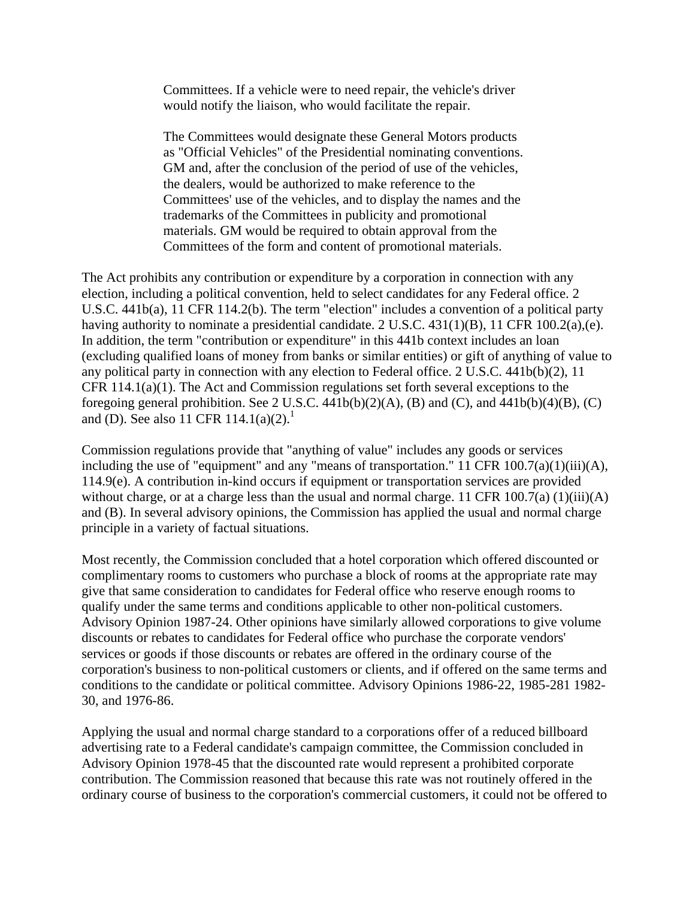> Committees. If a vehicle were to need repair, the vehicle's driver would notify the liaison, who would facilitate the repair.
>
> The Committees would designate these General Motors products as "Official Vehicles" of the Presidential nominating conventions. GM and, after the conclusion of the period of use of the vehicles, the dealers, would be authorized to make reference to the Committees' use of the vehicles, and to display the names and the trademarks of the Committees in publicity and promotional materials. GM would be required to obtain approval from the Committees of the form and content of promotional materials.

The Act prohibits any contribution or expenditure by a corporation in connection with any election, including a political convention, held to select candidates for any Federal office. 2 U.S.C. 441b(a), 11 CFR 114.2(b). The term "election" includes a convention of a political party having authority to nominate a presidential candidate. 2 U.S.C. 431(1)(B), 11 CFR 100.2(a),(e). In addition, the term "contribution or expenditure" in this 441b context includes an loan (excluding qualified loans of money from banks or similar entities) or gift of anything of value to any political party in connection with any election to Federal office. 2 U.S.C. 441b(b)(2), 11 CFR 114.1(a)(1). The Act and Commission regulations set forth several exceptions to the foregoing general prohibition. See 2 U.S.C. 441b(b)(2)(A), (B) and (C), and 441b(b)(4)(B), (C) and (D). See also 11 CFR 114.1(a)(2).[1]

Commission regulations provide that "anything of value" includes any goods or services including the use of "equipment" and any "means of transportation." 11 CFR 100.7(a)(1)(iii)(A), 114.9(e). A contribution in-kind occurs if equipment or transportation services are provided without charge, or at a charge less than the usual and normal charge. 11 CFR 100.7(a) (1)(iii)(A) and (B). In several advisory opinions, the Commission has applied the usual and normal charge principle in a variety of factual situations.

Most recently, the Commission concluded that a hotel corporation which offered discounted or complimentary rooms to customers who purchase a block of rooms at the appropriate rate may give that same consideration to candidates for Federal office who reserve enough rooms to qualify under the same terms and conditions applicable to other non-political customers. Advisory Opinion 1987-24. Other opinions have similarly allowed corporations to give volume discounts or rebates to candidates for Federal office who purchase the corporate vendors' services or goods if those discounts or rebates are offered in the ordinary course of the corporation's business to non-political customers or clients, and if offered on the same terms and conditions to the candidate or political committee. Advisory Opinions 1986-22, 1985-281 1982-30, and 1976-86.

Applying the usual and normal charge standard to a corporations offer of a reduced billboard advertising rate to a Federal candidate's campaign committee, the Commission concluded in Advisory Opinion 1978-45 that the discounted rate would represent a prohibited corporate contribution. The Commission reasoned that because this rate was not routinely offered in the ordinary course of business to the corporation's commercial customers, it could not be offered to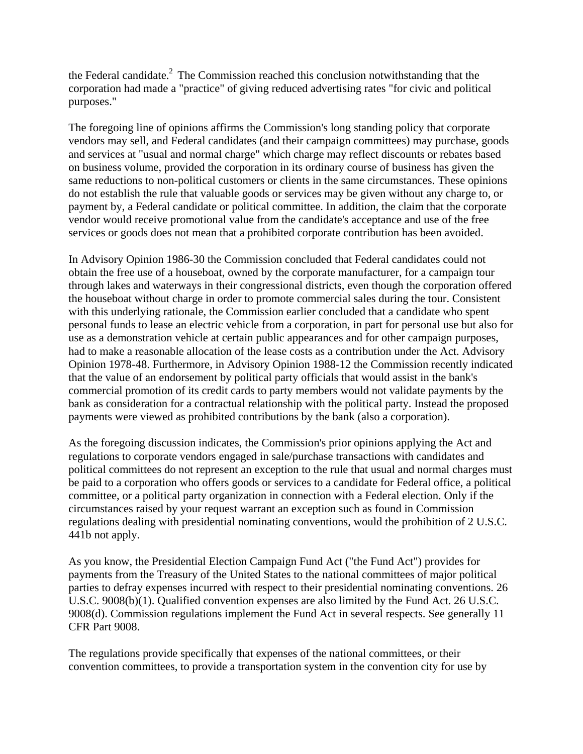the Federal candidate.[2] The Commission reached this conclusion notwithstanding that the corporation had made a "practice" of giving reduced advertising rates "for civic and political purposes."

The foregoing line of opinions affirms the Commission's long standing policy that corporate vendors may sell, and Federal candidates (and their campaign committees) may purchase, goods and services at "usual and normal charge" which charge may reflect discounts or rebates based on business volume, provided the corporation in its ordinary course of business has given the same reductions to non-political customers or clients in the same circumstances. These opinions do not establish the rule that valuable goods or services may be given without any charge to, or payment by, a Federal candidate or political committee. In addition, the claim that the corporate vendor would receive promotional value from the candidate's acceptance and use of the free services or goods does not mean that a prohibited corporate contribution has been avoided.

In Advisory Opinion 1986-30 the Commission concluded that Federal candidates could not obtain the free use of a houseboat, owned by the corporate manufacturer, for a campaign tour through lakes and waterways in their congressional districts, even though the corporation offered the houseboat without charge in order to promote commercial sales during the tour. Consistent with this underlying rationale, the Commission earlier concluded that a candidate who spent personal funds to lease an electric vehicle from a corporation, in part for personal use but also for use as a demonstration vehicle at certain public appearances and for other campaign purposes, had to make a reasonable allocation of the lease costs as a contribution under the Act. Advisory Opinion 1978-48. Furthermore, in Advisory Opinion 1988-12 the Commission recently indicated that the value of an endorsement by political party officials that would assist in the bank's commercial promotion of its credit cards to party members would not validate payments by the bank as consideration for a contractual relationship with the political party. Instead the proposed payments were viewed as prohibited contributions by the bank (also a corporation).

As the foregoing discussion indicates, the Commission's prior opinions applying the Act and regulations to corporate vendors engaged in sale/purchase transactions with candidates and political committees do not represent an exception to the rule that usual and normal charges must be paid to a corporation who offers goods or services to a candidate for Federal office, a political committee, or a political party organization in connection with a Federal election. Only if the circumstances raised by your request warrant an exception such as found in Commission regulations dealing with presidential nominating conventions, would the prohibition of 2 U.S.C. 441b not apply.

As you know, the Presidential Election Campaign Fund Act ("the Fund Act") provides for payments from the Treasury of the United States to the national committees of major political parties to defray expenses incurred with respect to their presidential nominating conventions. 26 U.S.C. 9008(b)(1). Qualified convention expenses are also limited by the Fund Act. 26 U.S.C. 9008(d). Commission regulations implement the Fund Act in several respects. See generally 11 CFR Part 9008.

The regulations provide specifically that expenses of the national committees, or their convention committees, to provide a transportation system in the convention city for use by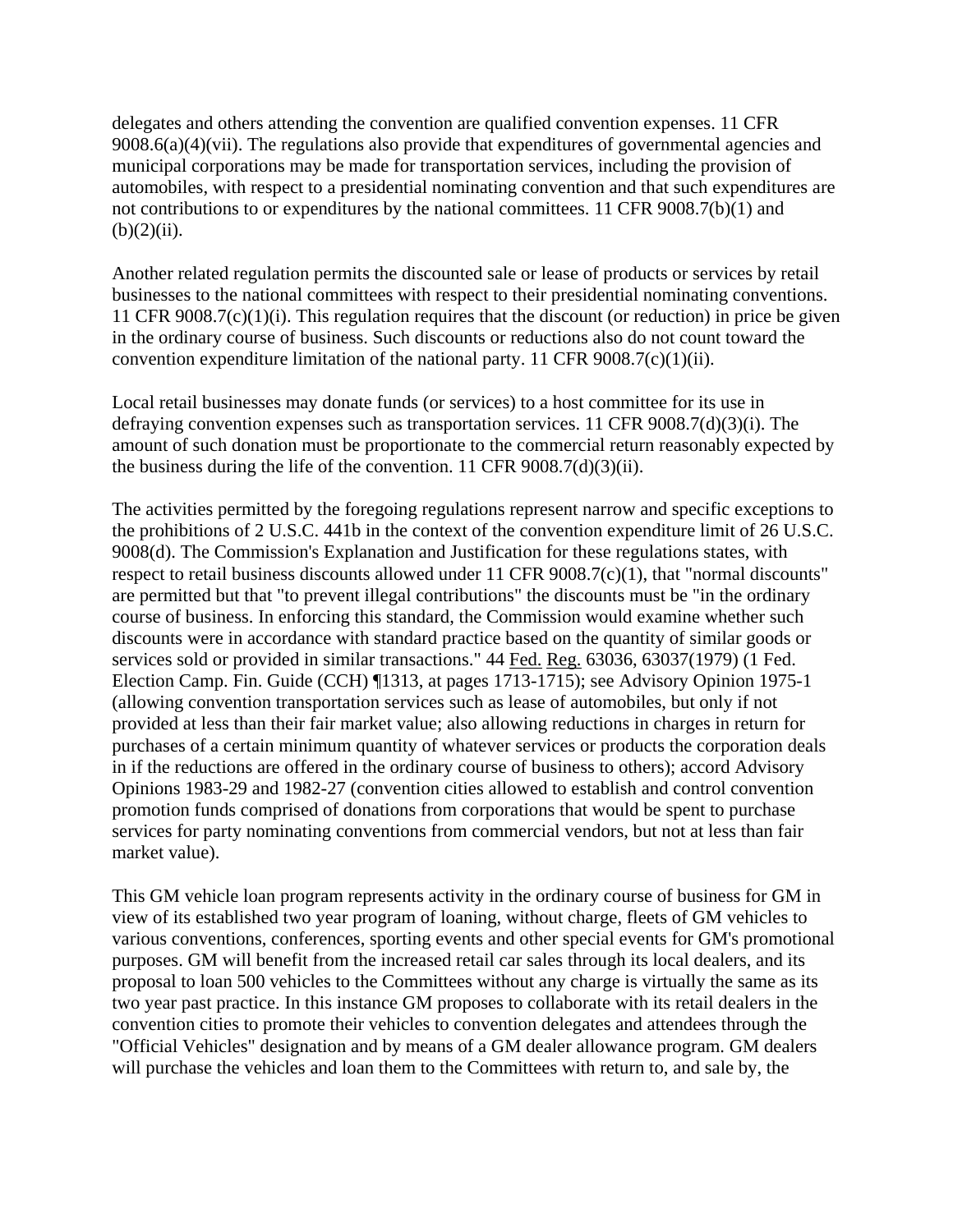delegates and others attending the convention are qualified convention expenses. 11 CFR 9008.6(a)(4)(vii). The regulations also provide that expenditures of governmental agencies and municipal corporations may be made for transportation services, including the provision of automobiles, with respect to a presidential nominating convention and that such expenditures are not contributions to or expenditures by the national committees. 11 CFR 9008.7(b)(1) and (b)(2)(ii).

Another related regulation permits the discounted sale or lease of products or services by retail businesses to the national committees with respect to their presidential nominating conventions. 11 CFR 9008.7(c)(1)(i). This regulation requires that the discount (or reduction) in price be given in the ordinary course of business. Such discounts or reductions also do not count toward the convention expenditure limitation of the national party. 11 CFR 9008.7(c)(1)(ii).

Local retail businesses may donate funds (or services) to a host committee for its use in defraying convention expenses such as transportation services. 11 CFR 9008.7(d)(3)(i). The amount of such donation must be proportionate to the commercial return reasonably expected by the business during the life of the convention. 11 CFR 9008.7(d)(3)(ii).

The activities permitted by the foregoing regulations represent narrow and specific exceptions to the prohibitions of 2 U.S.C. 441b in the context of the convention expenditure limit of 26 U.S.C. 9008(d). The Commission's Explanation and Justification for these regulations states, with respect to retail business discounts allowed under 11 CFR 9008.7(c)(1), that "normal discounts" are permitted but that "to prevent illegal contributions" the discounts must be "in the ordinary course of business. In enforcing this standard, the Commission would examine whether such discounts were in accordance with standard practice based on the quantity of similar goods or services sold or provided in similar transactions." 44 Fed. Reg. 63036, 63037(1979) (1 Fed. Election Camp. Fin. Guide (CCH) ¶1313, at pages 1713-1715); see Advisory Opinion 1975-1 (allowing convention transportation services such as lease of automobiles, but only if not provided at less than their fair market value; also allowing reductions in charges in return for purchases of a certain minimum quantity of whatever services or products the corporation deals in if the reductions are offered in the ordinary course of business to others); accord Advisory Opinions 1983-29 and 1982-27 (convention cities allowed to establish and control convention promotion funds comprised of donations from corporations that would be spent to purchase services for party nominating conventions from commercial vendors, but not at less than fair market value).

This GM vehicle loan program represents activity in the ordinary course of business for GM in view of its established two year program of loaning, without charge, fleets of GM vehicles to various conventions, conferences, sporting events and other special events for GM's promotional purposes. GM will benefit from the increased retail car sales through its local dealers, and its proposal to loan 500 vehicles to the Committees without any charge is virtually the same as its two year past practice. In this instance GM proposes to collaborate with its retail dealers in the convention cities to promote their vehicles to convention delegates and attendees through the "Official Vehicles" designation and by means of a GM dealer allowance program. GM dealers will purchase the vehicles and loan them to the Committees with return to, and sale by, the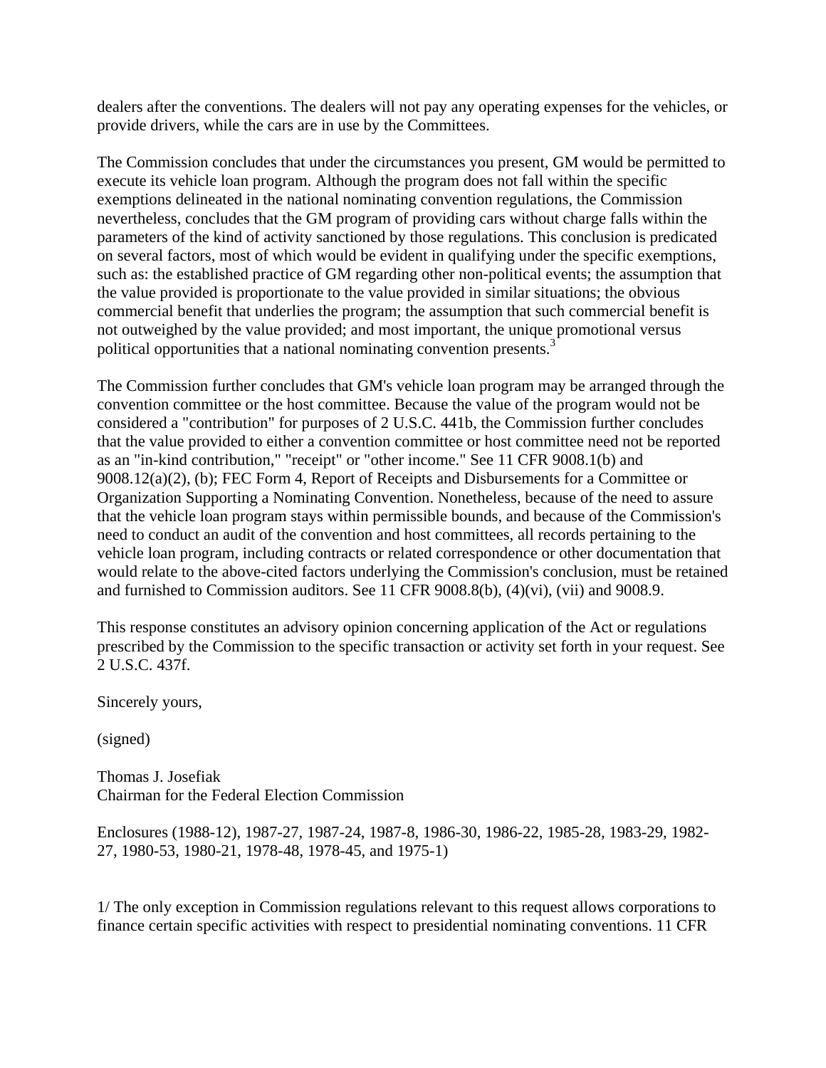dealers after the conventions. The dealers will not pay any operating expenses for the vehicles, or provide drivers, while the cars are in use by the Committees.

The Commission concludes that under the circumstances you present, GM would be permitted to execute its vehicle loan program. Although the program does not fall within the specific exemptions delineated in the national nominating convention regulations, the Commission nevertheless, concludes that the GM program of providing cars without charge falls within the parameters of the kind of activity sanctioned by those regulations. This conclusion is predicated on several factors, most of which would be evident in qualifying under the specific exemptions, such as: the established practice of GM regarding other non-political events; the assumption that the value provided is proportionate to the value provided in similar situations; the obvious commercial benefit that underlies the program; the assumption that such commercial benefit is not outweighed by the value provided; and most important, the unique promotional versus political opportunities that a national nominating convention presents.[3]

The Commission further concludes that GM's vehicle loan program may be arranged through the convention committee or the host committee. Because the value of the program would not be considered a "contribution" for purposes of 2 U.S.C. 441b, the Commission further concludes that the value provided to either a convention committee or host committee need not be reported as an "in-kind contribution," "receipt" or "other income." See 11 CFR 9008.1(b) and 9008.12(a)(2), (b); FEC Form 4, Report of Receipts and Disbursements for a Committee or Organization Supporting a Nominating Convention. Nonetheless, because of the need to assure that the vehicle loan program stays within permissible bounds, and because of the Commission's need to conduct an audit of the convention and host committees, all records pertaining to the vehicle loan program, including contracts or related correspondence or other documentation that would relate to the above-cited factors underlying the Commission's conclusion, must be retained and furnished to Commission auditors. See 11 CFR 9008.8(b), (4)(vi), (vii) and 9008.9.

This response constitutes an advisory opinion concerning application of the Act or regulations prescribed by the Commission to the specific transaction or activity set forth in your request. See 2 U.S.C. 437f.

Sincerely yours,

(signed)

Thomas J. Josefiak
Chairman for the Federal Election Commission

Enclosures (1988-12), 1987-27, 1987-24, 1987-8, 1986-30, 1986-22, 1985-28, 1983-29, 1982-27, 1980-53, 1980-21, 1978-48, 1978-45, and 1975-1)

1/ The only exception in Commission regulations relevant to this request allows corporations to finance certain specific activities with respect to presidential nominating conventions. 11 CFR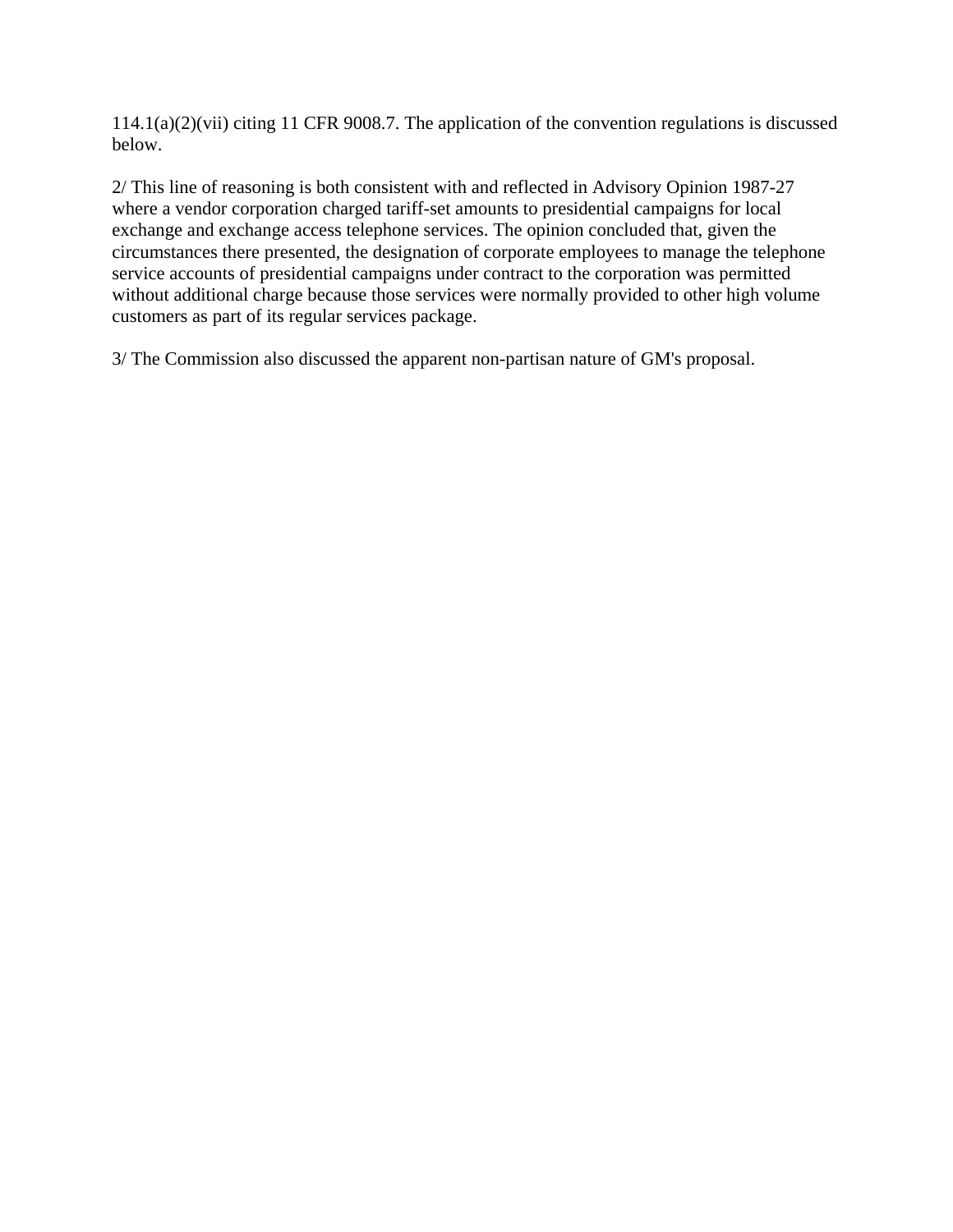114.1(a)(2)(vii) citing 11 CFR 9008.7. The application of the convention regulations is discussed below.

2/ This line of reasoning is both consistent with and reflected in Advisory Opinion 1987-27 where a vendor corporation charged tariff-set amounts to presidential campaigns for local exchange and exchange access telephone services. The opinion concluded that, given the circumstances there presented, the designation of corporate employees to manage the telephone service accounts of presidential campaigns under contract to the corporation was permitted without additional charge because those services were normally provided to other high volume customers as part of its regular services package.

3/ The Commission also discussed the apparent non-partisan nature of GM's proposal.